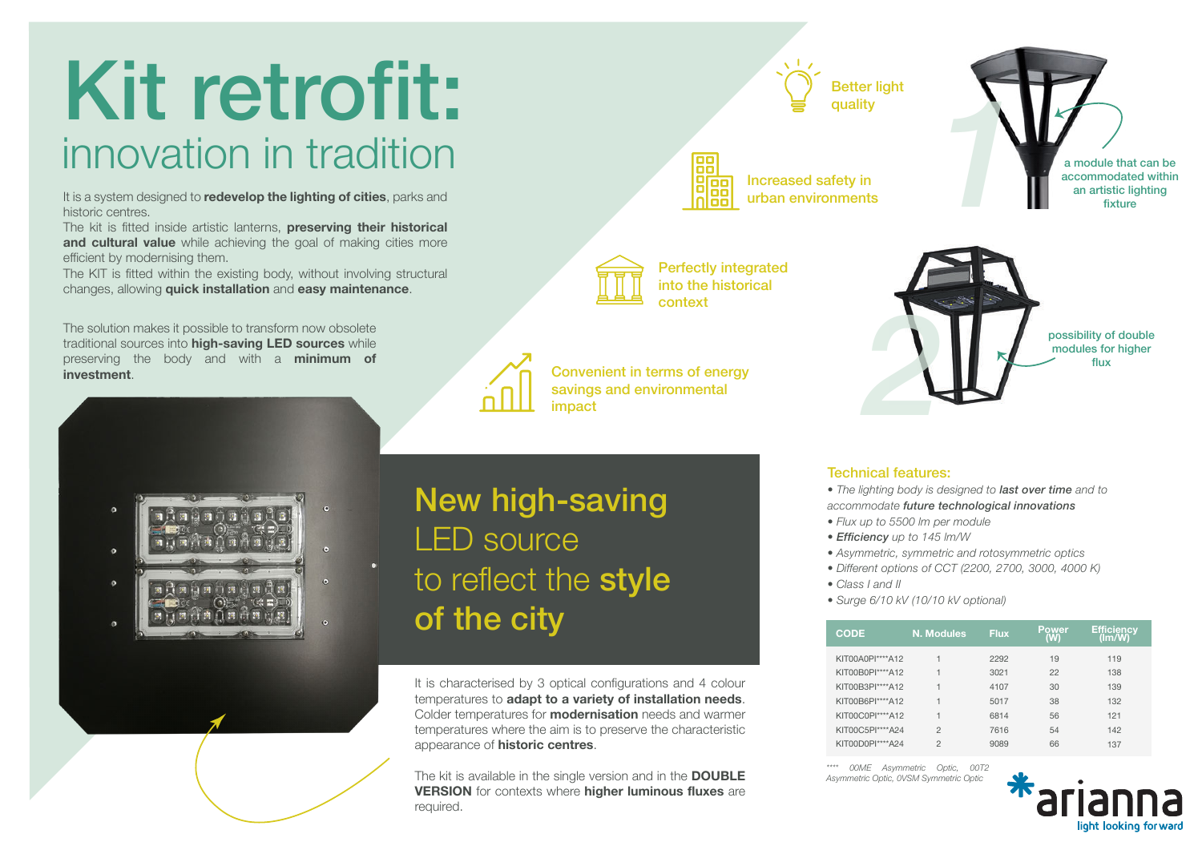# Kit retrofit:

## innovation in tradition

It is a system designed to **redevelop the lighting of cities**, parks and historic centres.
The kit is fitted inside artistic lanterns, **preserving their historical and cultural value** while achieving the goal of making cities more efficient by modernising them.
The KIT is fitted within the existing body, without involving structural changes, allowing **quick installation** and **easy maintenance**.

The solution makes it possible to transform now obsolete traditional sources into **high-saving LED sources** while preserving the body and with a **minimum of investment**.

Better light quality

Increased safety in urban environments

Perfectly integrated into the historical context

Convenient in terms of energy savings and environmental impact

1 — a module that can be accommodated within an artistic lighting fixture

2 — possibility of double modules for higher flux

## New high-saving LED source to reflect the style of the city

It is characterised by 3 optical configurations and 4 colour temperatures to **adapt to a variety of installation needs**. Colder temperatures for **modernisation** needs and warmer temperatures where the aim is to preserve the characteristic appearance of **historic centres**.

The kit is available in the single version and in the **DOUBLE VERSION** for contexts where **higher luminous fluxes** are required.

### Technical features:

- *The lighting body is designed to **last over time** and to accommodate **future technological innovations***
- *Flux up to 5500 lm per module*
- ***Efficiency** up to 145 lm/W*
- *Asymmetric, symmetric and rotosymmetric optics*
- *Different options of CCT (2200, 2700, 3000, 4000 K)*
- *Class I and II*
- *Surge 6/10 kV (10/10 kV optional)*

| CODE | N. Modules | Flux | Power (W) | Efficiency (lm/W) |
|---|---|---|---|---|
| KIT00A0PI****A12 | 1 | 2292 | 19 | 119 |
| KIT00B0PI****A12 | 1 | 3021 | 22 | 138 |
| KIT00B3PI****A12 | 1 | 4107 | 30 | 139 |
| KIT00B6PI****A12 | 1 | 5017 | 38 | 132 |
| KIT00C0PI****A12 | 1 | 6814 | 56 | 121 |
| KIT00C5PI****A24 | 2 | 7616 | 54 | 142 |
| KIT00D0PI****A24 | 2 | 9089 | 66 | 137 |

*\*\*\*\* 00ME Asymmetric Optic, 00T2 Asymmetric Optic, 0VSM Symmetric Optic*

arianna — light looking forward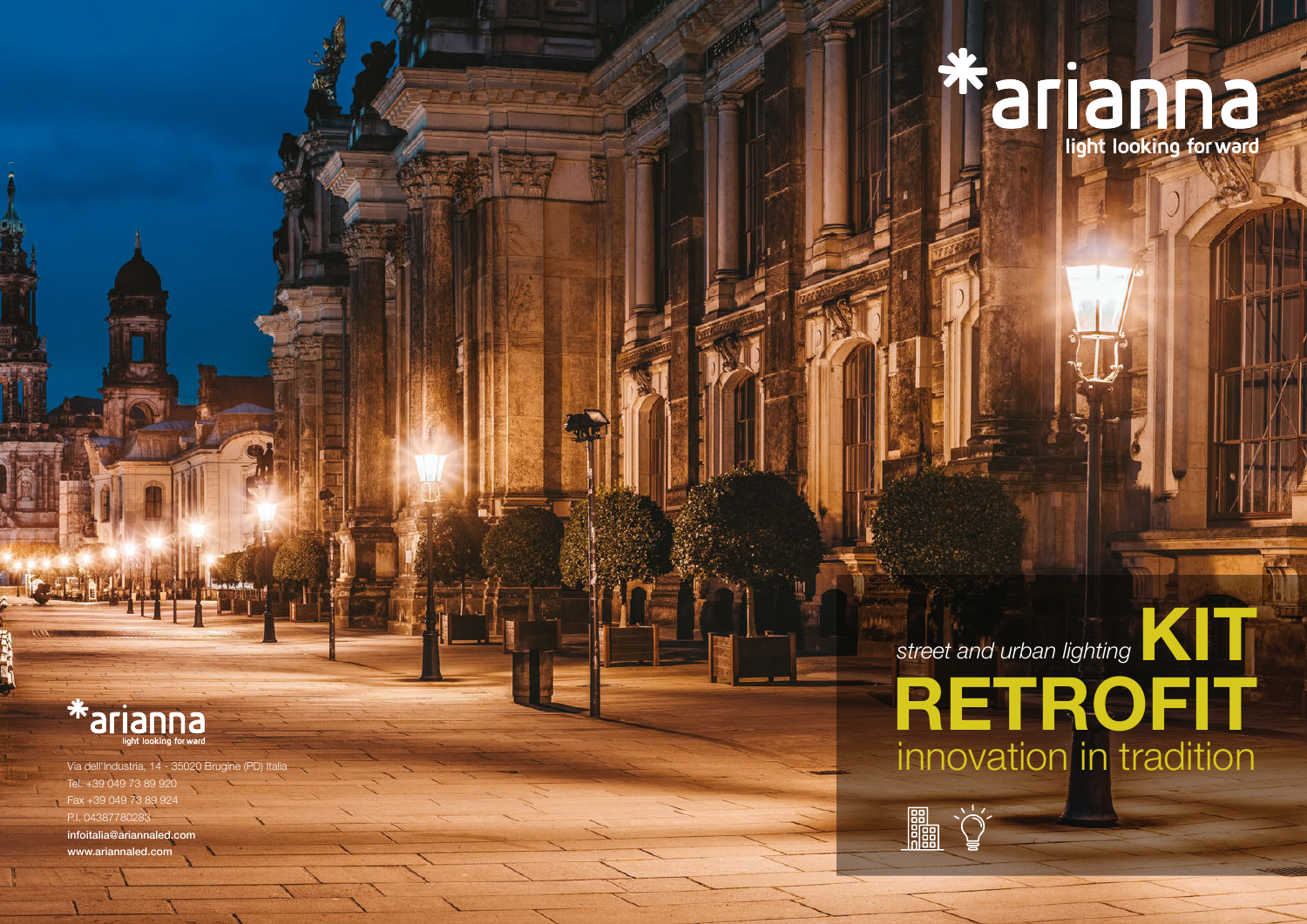# *arianna

light looking forward

*street and urban lighting* **KIT RETROFIT**

innovation in tradition

*arianna

light looking forward

Via dell'Industria, 14 - 35020 Brugine (PD) Italia
Tel. +39 049 73 89 920
Fax +39 049 73 89 924
P.I. 04387780283
infoitalia@ariannaled.com
www.ariannaled.com